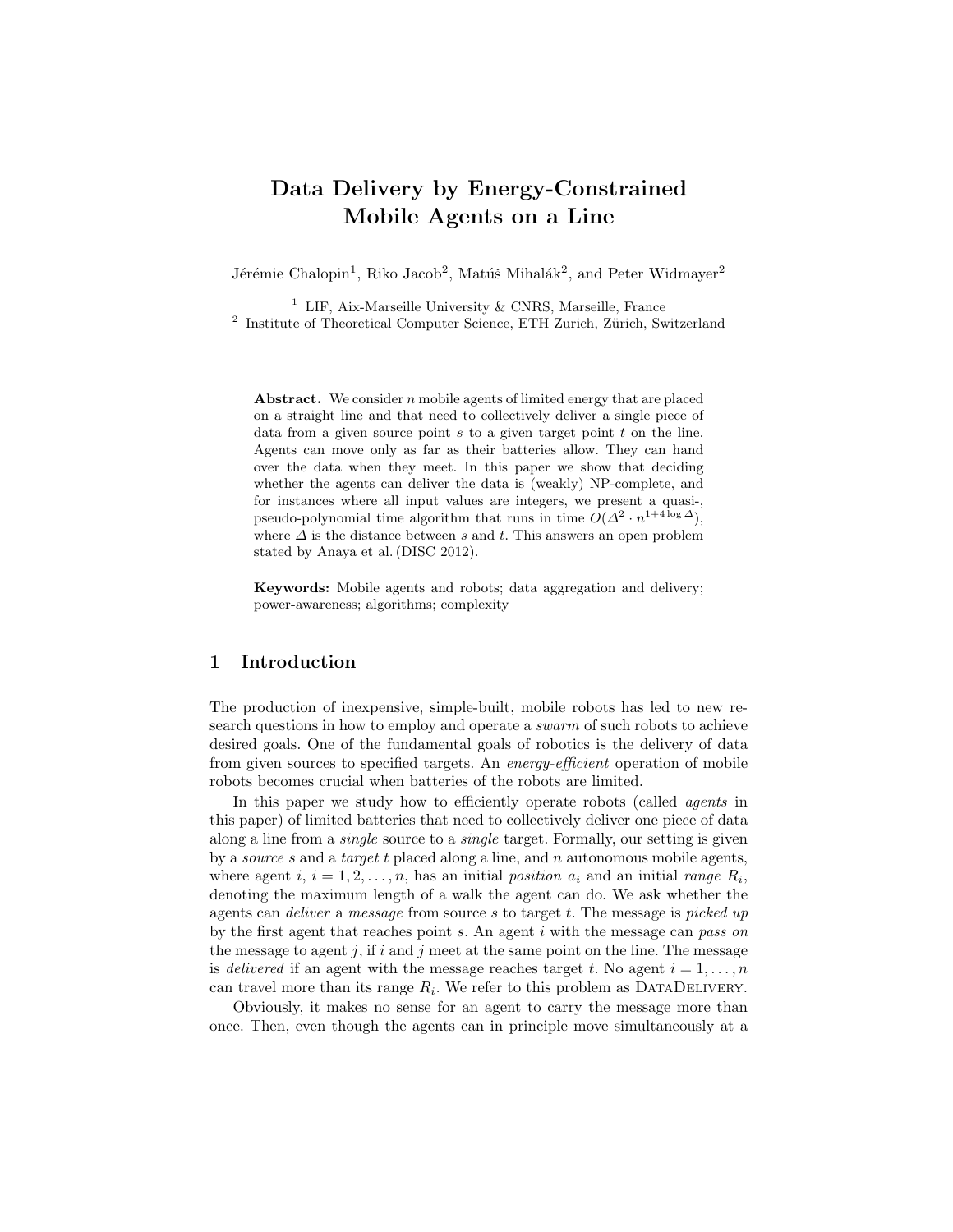# Data Delivery by Energy-Constrained Mobile Agents on a Line

Jérémie Chalopin[1], Riko Jacob[2], Matúš Mihalák[2], and Peter Widmayer[2]

[1] LIF, Aix-Marseille University & CNRS, Marseille, France
[2] Institute of Theoretical Computer Science, ETH Zurich, Zürich, Switzerland

**Abstract.** We consider $n$ mobile agents of limited energy that are placed on a straight line and that need to collectively deliver a single piece of data from a given source point $s$ to a given target point $t$ on the line. Agents can move only as far as their batteries allow. They can hand over the data when they meet. In this paper we show that deciding whether the agents can deliver the data is (weakly) NP-complete, and for instances where all input values are integers, we present a quasi-, pseudo-polynomial time algorithm that runs in time $O(\Delta^2 \cdot n^{1+4\log\Delta})$, where $\Delta$ is the distance between $s$ and $t$. This answers an open problem stated by Anaya et al. (DISC 2012).

**Keywords:** Mobile agents and robots; data aggregation and delivery; power-awareness; algorithms; complexity

## 1 Introduction

The production of inexpensive, simple-built, mobile robots has led to new research questions in how to employ and operate a *swarm* of such robots to achieve desired goals. One of the fundamental goals of robotics is the delivery of data from given sources to specified targets. An *energy-efficient* operation of mobile robots becomes crucial when batteries of the robots are limited.

In this paper we study how to efficiently operate robots (called *agents* in this paper) of limited batteries that need to collectively deliver one piece of data along a line from a *single* source to a *single* target. Formally, our setting is given by a *source* $s$ and a *target* $t$ placed along a line, and $n$ autonomous mobile agents, where agent $i$, $i = 1, 2, \ldots, n$, has an initial *position* $a_i$ and an initial *range* $R_i$, denoting the maximum length of a walk the agent can do. We ask whether the agents can *deliver* a *message* from source $s$ to target $t$. The message is *picked up* by the first agent that reaches point $s$. An agent $i$ with the message can *pass on* the message to agent $j$, if $i$ and $j$ meet at the same point on the line. The message is *delivered* if an agent with the message reaches target $t$. No agent $i = 1, \ldots, n$ can travel more than its range $R_i$. We refer to this problem as DataDelivery.

Obviously, it makes no sense for an agent to carry the message more than once. Then, even though the agents can in principle move simultaneously at a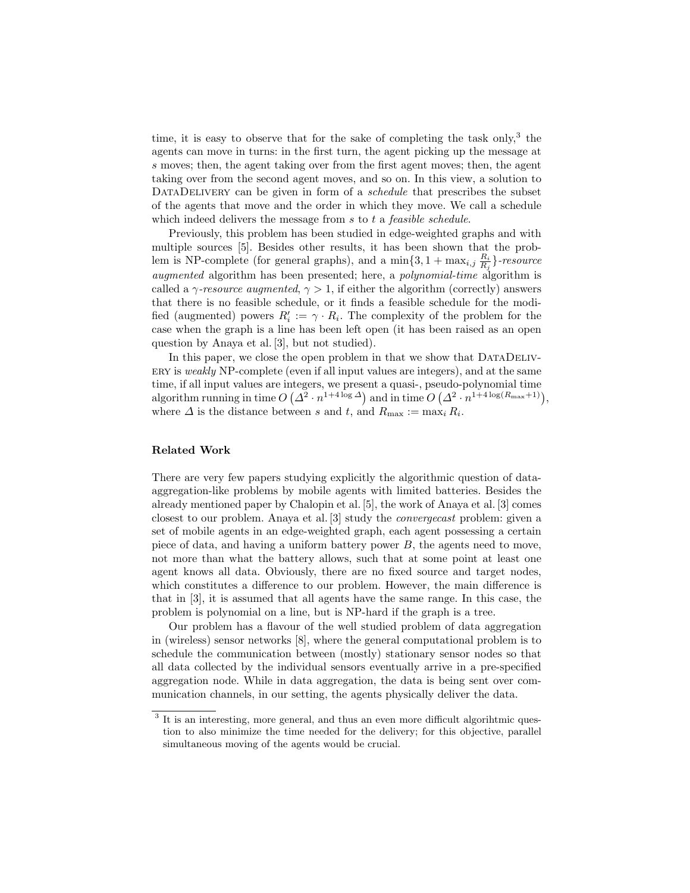time, it is easy to observe that for the sake of completing the task only,[3] the agents can move in turns: in the first turn, the agent picking up the message at $s$ moves; then, the agent taking over from the first agent moves; then, the agent taking over from the second agent moves, and so on. In this view, a solution to DataDelivery can be given in form of a *schedule* that prescribes the subset of the agents that move and the order in which they move. We call a schedule which indeed delivers the message from $s$ to $t$ a *feasible schedule*.

Previously, this problem has been studied in edge-weighted graphs and with multiple sources [5]. Besides other results, it has been shown that the problem is NP-complete (for general graphs), and a $\min\{3, 1 + \max_{i,j} \frac{R_i}{R_j}\}$-*resource augmented* algorithm has been presented; here, a *polynomial-time* algorithm is called a $\gamma$-*resource augmented*, $\gamma > 1$, if either the algorithm (correctly) answers that there is no feasible schedule, or it finds a feasible schedule for the modified (augmented) powers $R'_i := \gamma \cdot R_i$. The complexity of the problem for the case when the graph is a line has been left open (it has been raised as an open question by Anaya et al. [3], but not studied).

In this paper, we close the open problem in that we show that DataDelivery is *weakly* NP-complete (even if all input values are integers), and at the same time, if all input values are integers, we present a quasi-, pseudo-polynomial time algorithm running in time $O\left(\Delta^2 \cdot n^{1+4\log \Delta}\right)$ and in time $O\left(\Delta^2 \cdot n^{1+4\log(R_{\max}+1)}\right)$, where $\Delta$ is the distance between $s$ and $t$, and $R_{\max} := \max_i R_i$.

### Related Work

There are very few papers studying explicitly the algorithmic question of data-aggregation-like problems by mobile agents with limited batteries. Besides the already mentioned paper by Chalopin et al. [5], the work of Anaya et al. [3] comes closest to our problem. Anaya et al. [3] study the *convergecast* problem: given a set of mobile agents in an edge-weighted graph, each agent possessing a certain piece of data, and having a uniform battery power $B$, the agents need to move, not more than what the battery allows, such that at some point at least one agent knows all data. Obviously, there are no fixed source and target nodes, which constitutes a difference to our problem. However, the main difference is that in [3], it is assumed that all agents have the same range. In this case, the problem is polynomial on a line, but is NP-hard if the graph is a tree.

Our problem has a flavour of the well studied problem of data aggregation in (wireless) sensor networks [8], where the general computational problem is to schedule the communication between (mostly) stationary sensor nodes so that all data collected by the individual sensors eventually arrive in a pre-specified aggregation node. While in data aggregation, the data is being sent over communication channels, in our setting, the agents physically deliver the data.

[3] It is an interesting, more general, and thus an even more difficult algorihtmic question to also minimize the time needed for the delivery; for this objective, parallel simultaneous moving of the agents would be crucial.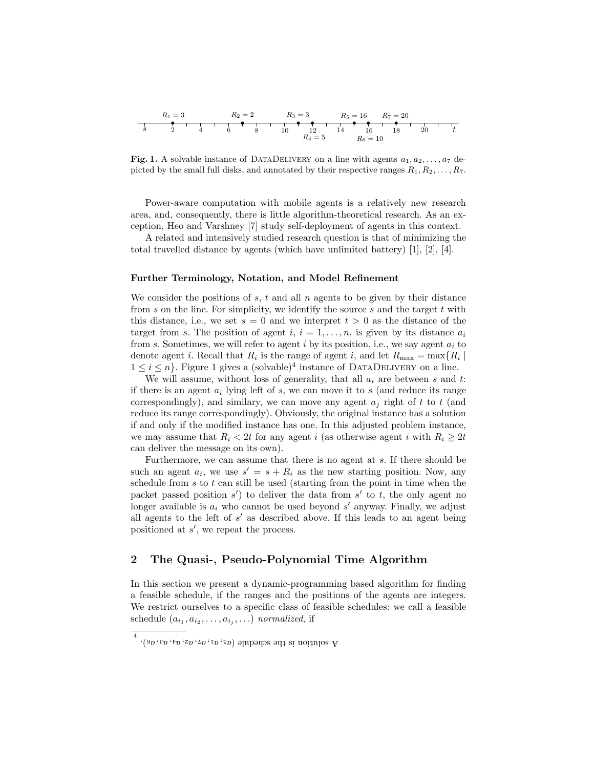Fig. 1. A solvable instance of DataDelivery on a line with agents $a_1, a_2, \ldots, a_7$ depicted by the small full disks, and annotated by their respective ranges $R_1, R_2, \ldots, R_7$.

Power-aware computation with mobile agents is a relatively new research area, and, consequently, there is little algorithm-theoretical research. As an exception, Heo and Varshney [7] study self-deployment of agents in this context.

A related and intensively studied research question is that of minimizing the total travelled distance by agents (which have unlimited battery) [1], [2], [4].

### Further Terminology, Notation, and Model Refinement

We consider the positions of $s$, $t$ and all $n$ agents to be given by their distance from $s$ on the line. For simplicity, we identify the source $s$ and the target $t$ with this distance, i.e., we set $s = 0$ and we interpret $t > 0$ as the distance of the target from $s$. The position of agent $i$, $i = 1, \ldots, n$, is given by its distance $a_i$ from $s$. Sometimes, we will refer to agent $i$ by its position, i.e., we say agent $a_i$ to denote agent $i$. Recall that $R_i$ is the range of agent $i$, and let $R_{\max} = \max\{R_i \mid 1 \leq i \leq n\}$. Figure 1 gives a (solvable)[4] instance of DataDelivery on a line.

We will assume, without loss of generality, that all $a_i$ are between $s$ and $t$: if there is an agent $a_i$ lying left of $s$, we can move it to $s$ (and reduce its range correspondingly), and similary, we can move any agent $a_j$ right of $t$ to $t$ (and reduce its range correspondingly). Obviously, the original instance has a solution if and only if the modified instance has one. In this adjusted problem instance, we may assume that $R_i < 2t$ for any agent $i$ (as otherwise agent $i$ with $R_i \geq 2t$ can deliver the message on its own).

Furthermore, we can assume that there is no agent at $s$. If there should be such an agent $a_i$, we use $s' = s + R_i$ as the new starting position. Now, any schedule from $s$ to $t$ can still be used (starting from the point in time when the packet passed position $s'$) to deliver the data from $s'$ to $t$, the only agent no longer available is $a_i$ who cannot be used beyond $s'$ anyway. Finally, we adjust all agents to the left of $s'$ as described above. If this leads to an agent being positioned at $s'$, we repeat the process.

## 2 The Quasi-, Pseudo-Polynomial Time Algorithm

In this section we present a dynamic-programming based algorithm for finding a feasible schedule, if the ranges and the positions of the agents are integers. We restrict ourselves to a specific class of feasible schedules: we call a feasible schedule $(a_{i_1}, a_{i_2}, \ldots, a_{i_j}, \ldots)$ *normalized*, if

[4] A solution is the schedule $(a_5, a_1, a_7, a_2, a_4, a_3, a_6)$.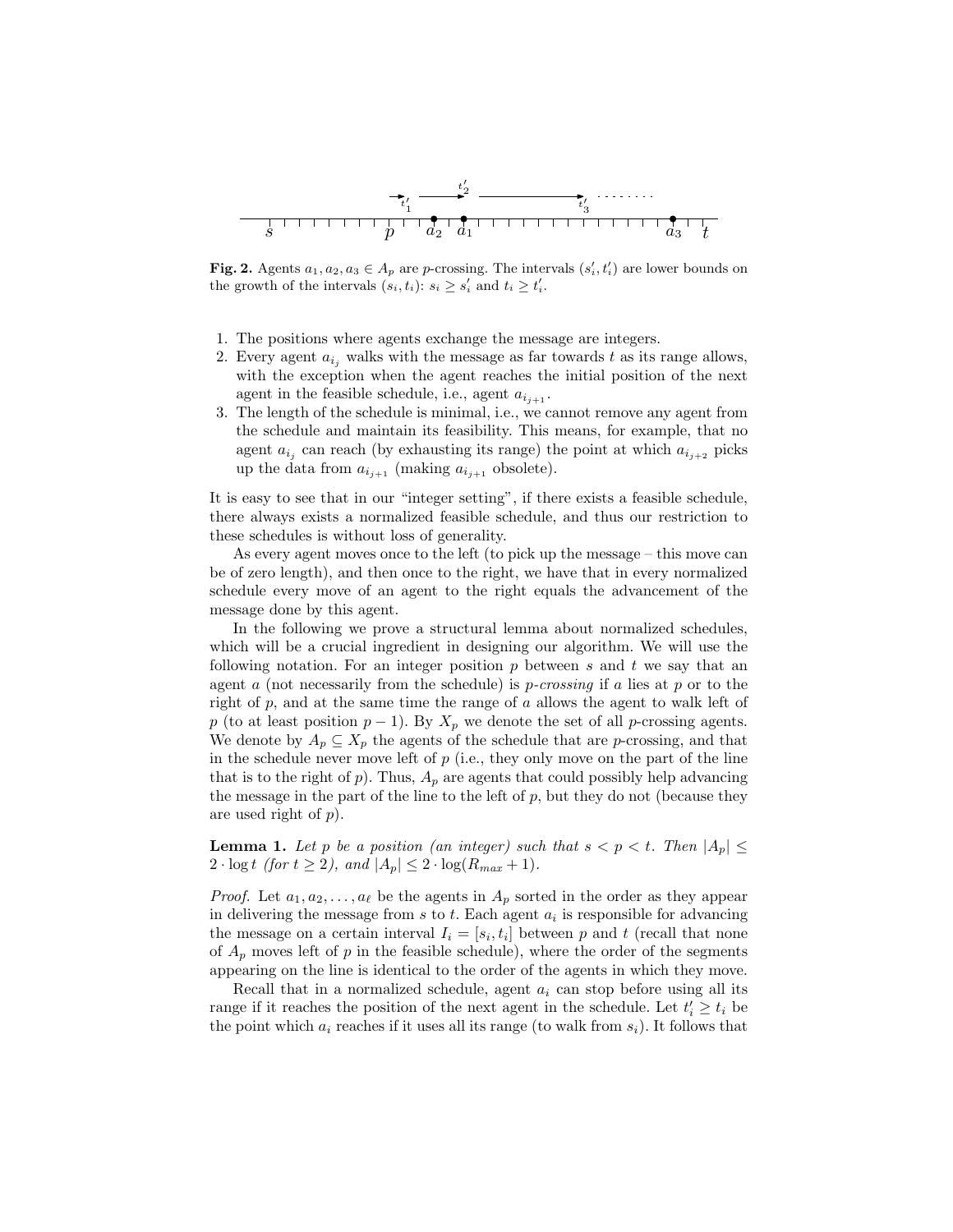**Fig. 2.** Agents $a_1, a_2, a_3 \in A_p$ are $p$-crossing. The intervals $(s'_i, t'_i)$ are lower bounds on the growth of the intervals $(s_i, t_i)$: $s_i \geq s'_i$ and $t_i \geq t'_i$.

1. The positions where agents exchange the message are integers.
2. Every agent $a_{i_j}$ walks with the message as far towards $t$ as its range allows, with the exception when the agent reaches the initial position of the next agent in the feasible schedule, i.e., agent $a_{i_{j+1}}$.
3. The length of the schedule is minimal, i.e., we cannot remove any agent from the schedule and maintain its feasibility. This means, for example, that no agent $a_{i_j}$ can reach (by exhausting its range) the point at which $a_{i_{j+2}}$ picks up the data from $a_{i_{j+1}}$ (making $a_{i_{j+1}}$ obsolete).

It is easy to see that in our "integer setting", if there exists a feasible schedule, there always exists a normalized feasible schedule, and thus our restriction to these schedules is without loss of generality.

As every agent moves once to the left (to pick up the message – this move can be of zero length), and then once to the right, we have that in every normalized schedule every move of an agent to the right equals the advancement of the message done by this agent.

In the following we prove a structural lemma about normalized schedules, which will be a crucial ingredient in designing our algorithm. We will use the following notation. For an integer position $p$ between $s$ and $t$ we say that an agent $a$ (not necessarily from the schedule) is *p-crossing* if $a$ lies at $p$ or to the right of $p$, and at the same time the range of $a$ allows the agent to walk left of $p$ (to at least position $p-1$). By $X_p$ we denote the set of all $p$-crossing agents. We denote by $A_p \subseteq X_p$ the agents of the schedule that are $p$-crossing, and that in the schedule never move left of $p$ (i.e., they only move on the part of the line that is to the right of $p$). Thus, $A_p$ are agents that could possibly help advancing the message in the part of the line to the left of $p$, but they do not (because they are used right of $p$).

**Lemma 1.** *Let $p$ be a position (an integer) such that $s < p < t$. Then $|A_p| \leq 2 \cdot \log t$ (for $t \geq 2$), and $|A_p| \leq 2 \cdot \log(R_{max} + 1)$.*

*Proof.* Let $a_1, a_2, \ldots, a_\ell$ be the agents in $A_p$ sorted in the order as they appear in delivering the message from $s$ to $t$. Each agent $a_i$ is responsible for advancing the message on a certain interval $I_i = [s_i, t_i]$ between $p$ and $t$ (recall that none of $A_p$ moves left of $p$ in the feasible schedule), where the order of the segments appearing on the line is identical to the order of the agents in which they move.

Recall that in a normalized schedule, agent $a_i$ can stop before using all its range if it reaches the position of the next agent in the schedule. Let $t'_i \geq t_i$ be the point which $a_i$ reaches if it uses all its range (to walk from $s_i$). It follows that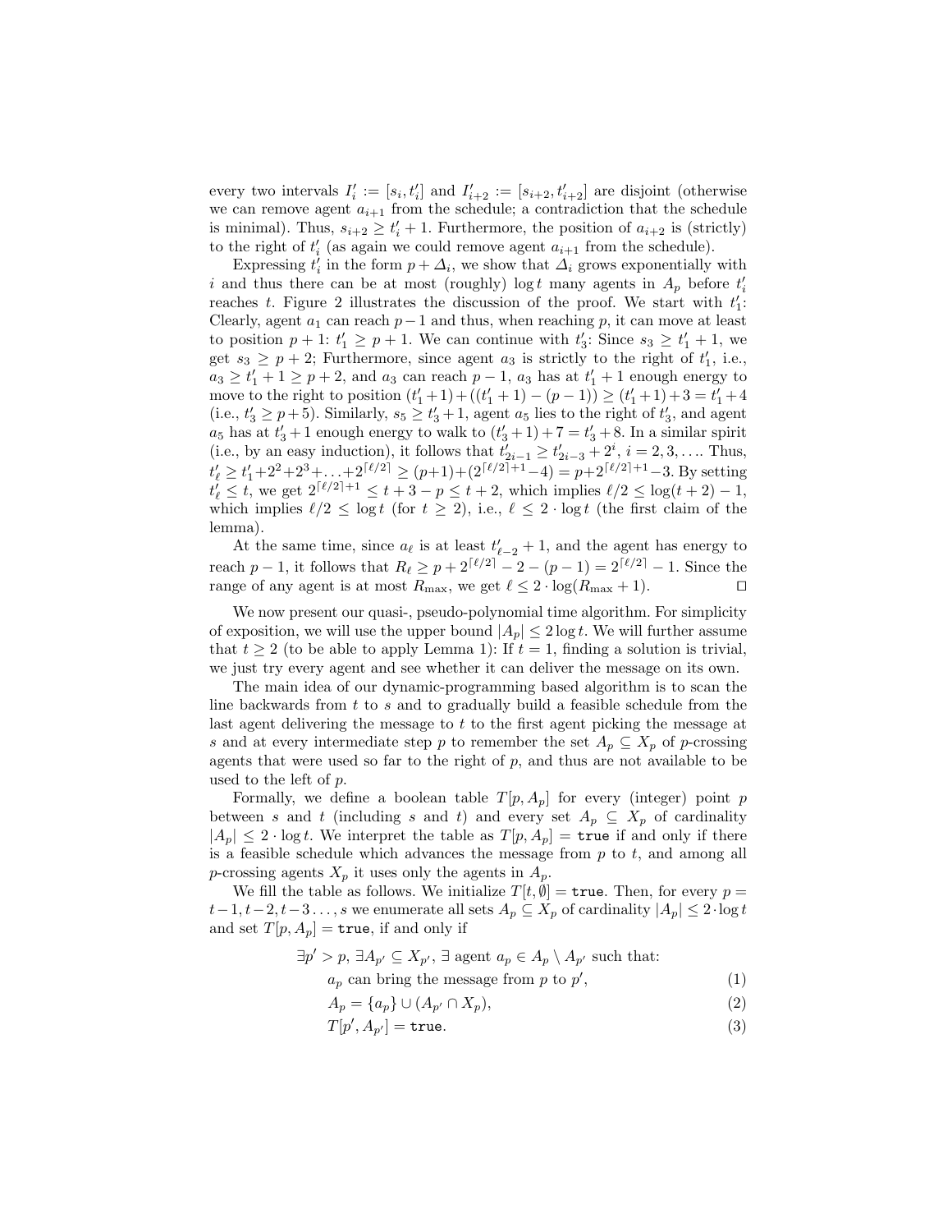every two intervals $I'_i := [s_i, t'_i]$ and $I'_{i+2} := [s_{i+2}, t'_{i+2}]$ are disjoint (otherwise we can remove agent $a_{i+1}$ from the schedule; a contradiction that the schedule is minimal). Thus, $s_{i+2} \geq t'_i + 1$. Furthermore, the position of $a_{i+2}$ is (strictly) to the right of $t'_i$ (as again we could remove agent $a_{i+1}$ from the schedule).

Expressing $t'_i$ in the form $p + \Delta_i$, we show that $\Delta_i$ grows exponentially with $i$ and thus there can be at most (roughly) $\log t$ many agents in $A_p$ before $t'_i$ reaches $t$. Figure 2 illustrates the discussion of the proof. We start with $t'_1$: Clearly, agent $a_1$ can reach $p-1$ and thus, when reaching $p$, it can move at least to position $p+1$: $t'_1 \geq p+1$. We can continue with $t'_3$: Since $s_3 \geq t'_1 + 1$, we get $s_3 \geq p+2$; Furthermore, since agent $a_3$ is strictly to the right of $t'_1$, i.e., $a_3 \geq t'_1 + 1 \geq p+2$, and $a_3$ can reach $p-1$, $a_3$ has at $t'_1 + 1$ enough energy to move to the right to position $(t'_1+1)+((t'_1+1)-(p-1)) \geq (t'_1+1)+3 = t'_1+4$ (i.e., $t'_3 \geq p+5$). Similarly, $s_5 \geq t'_3 + 1$, agent $a_5$ lies to the right of $t'_3$, and agent $a_5$ has at $t'_3+1$ enough energy to walk to $(t'_3+1)+7 = t'_3+8$. In a similar spirit (i.e., by an easy induction), it follows that $t'_{2i-1} \geq t'_{2i-3} + 2^i$, $i = 2, 3, \ldots$. Thus, $t'_\ell \geq t'_1 + 2^2 + 2^3 + \ldots + 2^{\lceil \ell/2 \rceil} \geq (p+1) + (2^{\lceil \ell/2 \rceil + 1} - 4) = p + 2^{\lceil \ell/2 \rceil + 1} - 3$. By setting $t'_\ell \leq t$, we get $2^{\lceil \ell/2 \rceil + 1} \leq t + 3 - p \leq t + 2$, which implies $\ell/2 \leq \log(t+2) - 1$, which implies $\ell/2 \leq \log t$ (for $t \geq 2$), i.e., $\ell \leq 2 \cdot \log t$ (the first claim of the lemma).

At the same time, since $a_\ell$ is at least $t'_{\ell-2} + 1$, and the agent has energy to reach $p-1$, it follows that $R_\ell \geq p + 2^{\lceil \ell/2 \rceil} - 2 - (p-1) = 2^{\lceil \ell/2 \rceil} - 1$. Since the range of any agent is at most $R_{\max}$, we get $\ell \leq 2 \cdot \log(R_{\max} + 1)$. ◻

We now present our quasi-, pseudo-polynomial time algorithm. For simplicity of exposition, we will use the upper bound $|A_p| \leq 2 \log t$. We will further assume that $t \geq 2$ (to be able to apply Lemma 1): If $t = 1$, finding a solution is trivial, we just try every agent and see whether it can deliver the message on its own.

The main idea of our dynamic-programming based algorithm is to scan the line backwards from $t$ to $s$ and to gradually build a feasible schedule from the last agent delivering the message to $t$ to the first agent picking the message at $s$ and at every intermediate step $p$ to remember the set $A_p \subseteq X_p$ of $p$-crossing agents that were used so far to the right of $p$, and thus are not available to be used to the left of $p$.

Formally, we define a boolean table $T[p, A_p]$ for every (integer) point $p$ between $s$ and $t$ (including $s$ and $t$) and every set $A_p \subseteq X_p$ of cardinality $|A_p| \leq 2 \cdot \log t$. We interpret the table as $T[p, A_p] = \texttt{true}$ if and only if there is a feasible schedule which advances the message from $p$ to $t$, and among all $p$-crossing agents $X_p$ it uses only the agents in $A_p$.

We fill the table as follows. We initialize $T[t, \emptyset] = \texttt{true}$. Then, for every $p = t-1, t-2, t-3 \ldots, s$ we enumerate all sets $A_p \subseteq X_p$ of cardinality $|A_p| \leq 2 \cdot \log t$ and set $T[p, A_p] = \texttt{true}$, if and only if

$$\exists p' > p,\ \exists A_{p'} \subseteq X_{p'},\ \exists \text{ agent } a_p \in A_p \setminus A_{p'} \text{ such that:}$$

$$a_p \text{ can bring the message from } p \text{ to } p', \tag{1}$$

$$A_p = \{a_p\} \cup (A_{p'} \cap X_p), \tag{2}$$

$$T[p', A_{p'}] = \texttt{true}. \tag{3}$$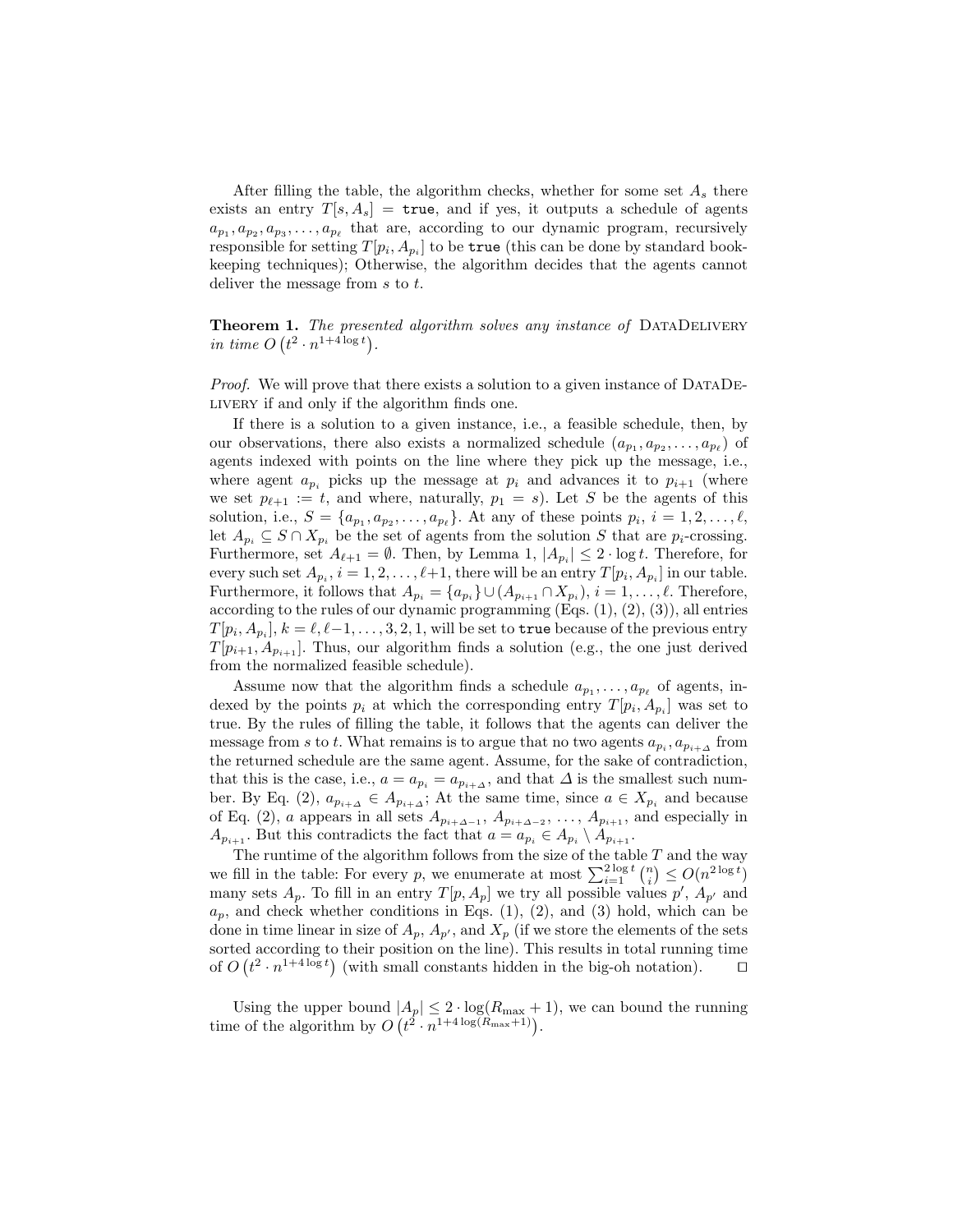After filling the table, the algorithm checks, whether for some set $A_s$ there exists an entry $T[s, A_s] =$ `true`, and if yes, it outputs a schedule of agents $a_{p_1}, a_{p_2}, a_{p_3}, \ldots, a_{p_\ell}$ that are, according to our dynamic program, recursively responsible for setting $T[p_i, A_{p_i}]$ to be `true` (this can be done by standard bookkeeping techniques); Otherwise, the algorithm decides that the agents cannot deliver the message from $s$ to $t$.

**Theorem 1.** *The presented algorithm solves any instance of* DataDelivery *in time* $O\left(t^2 \cdot n^{1+4\log t}\right)$.

*Proof.* We will prove that there exists a solution to a given instance of DataDelivery if and only if the algorithm finds one.

If there is a solution to a given instance, i.e., a feasible schedule, then, by our observations, there also exists a normalized schedule $(a_{p_1}, a_{p_2}, \ldots, a_{p_\ell})$ of agents indexed with points on the line where they pick up the message, i.e., where agent $a_{p_i}$ picks up the message at $p_i$ and advances it to $p_{i+1}$ (where we set $p_{\ell+1} := t$, and where, naturally, $p_1 = s$). Let $S$ be the agents of this solution, i.e., $S = \{a_{p_1}, a_{p_2}, \ldots, a_{p_\ell}\}$. At any of these points $p_i$, $i = 1, 2, \ldots, \ell$, let $A_{p_i} \subseteq S \cap X_{p_i}$ be the set of agents from the solution $S$ that are $p_i$-crossing. Furthermore, set $A_{\ell+1} = \emptyset$. Then, by Lemma 1, $|A_{p_i}| \leq 2 \cdot \log t$. Therefore, for every such set $A_{p_i}$, $i = 1, 2, \ldots, \ell+1$, there will be an entry $T[p_i, A_{p_i}]$ in our table. Furthermore, it follows that $A_{p_i} = \{a_{p_i}\} \cup (A_{p_{i+1}} \cap X_{p_i})$, $i = 1, \ldots, \ell$. Therefore, according to the rules of our dynamic programming (Eqs. (1), (2), (3)), all entries $T[p_i, A_{p_i}]$, $k = \ell, \ell-1, \ldots, 3, 2, 1$, will be set to `true` because of the previous entry $T[p_{i+1}, A_{p_{i+1}}]$. Thus, our algorithm finds a solution (e.g., the one just derived from the normalized feasible schedule).

Assume now that the algorithm finds a schedule $a_{p_1}, \ldots, a_{p_\ell}$ of agents, indexed by the points $p_i$ at which the corresponding entry $T[p_i, A_{p_i}]$ was set to true. By the rules of filling the table, it follows that the agents can deliver the message from $s$ to $t$. What remains is to argue that no two agents $a_{p_i}, a_{p_{i+\Delta}}$ from the returned schedule are the same agent. Assume, for the sake of contradiction, that this is the case, i.e., $a = a_{p_i} = a_{p_{i+\Delta}}$, and that $\Delta$ is the smallest such number. By Eq. (2), $a_{p_{i+\Delta}} \in A_{p_{i+\Delta}}$; At the same time, since $a \in X_{p_i}$ and because of Eq. (2), $a$ appears in all sets $A_{p_{i+\Delta-1}}, A_{p_{i+\Delta-2}}, \ldots, A_{p_{i+1}}$, and especially in $A_{p_{i+1}}$. But this contradicts the fact that $a = a_{p_i} \in A_{p_i} \setminus A_{p_{i+1}}$.

The runtime of the algorithm follows from the size of the table $T$ and the way we fill in the table: For every $p$, we enumerate at most $\sum_{i=1}^{2\log t} \binom{n}{i} \leq O(n^{2\log t})$ many sets $A_p$. To fill in an entry $T[p, A_p]$ we try all possible values $p'$, $A_{p'}$ and $a_p$, and check whether conditions in Eqs. (1), (2), and (3) hold, which can be done in time linear in size of $A_p$, $A_{p'}$, and $X_p$ (if we store the elements of the sets sorted according to their position on the line). This results in total running time of $O\left(t^2 \cdot n^{1+4\log t}\right)$ (with small constants hidden in the big-oh notation). $\square$

Using the upper bound $|A_p| \leq 2 \cdot \log(R_{\max} + 1)$, we can bound the running time of the algorithm by $O\left(t^2 \cdot n^{1+4\log(R_{\max}+1)}\right)$.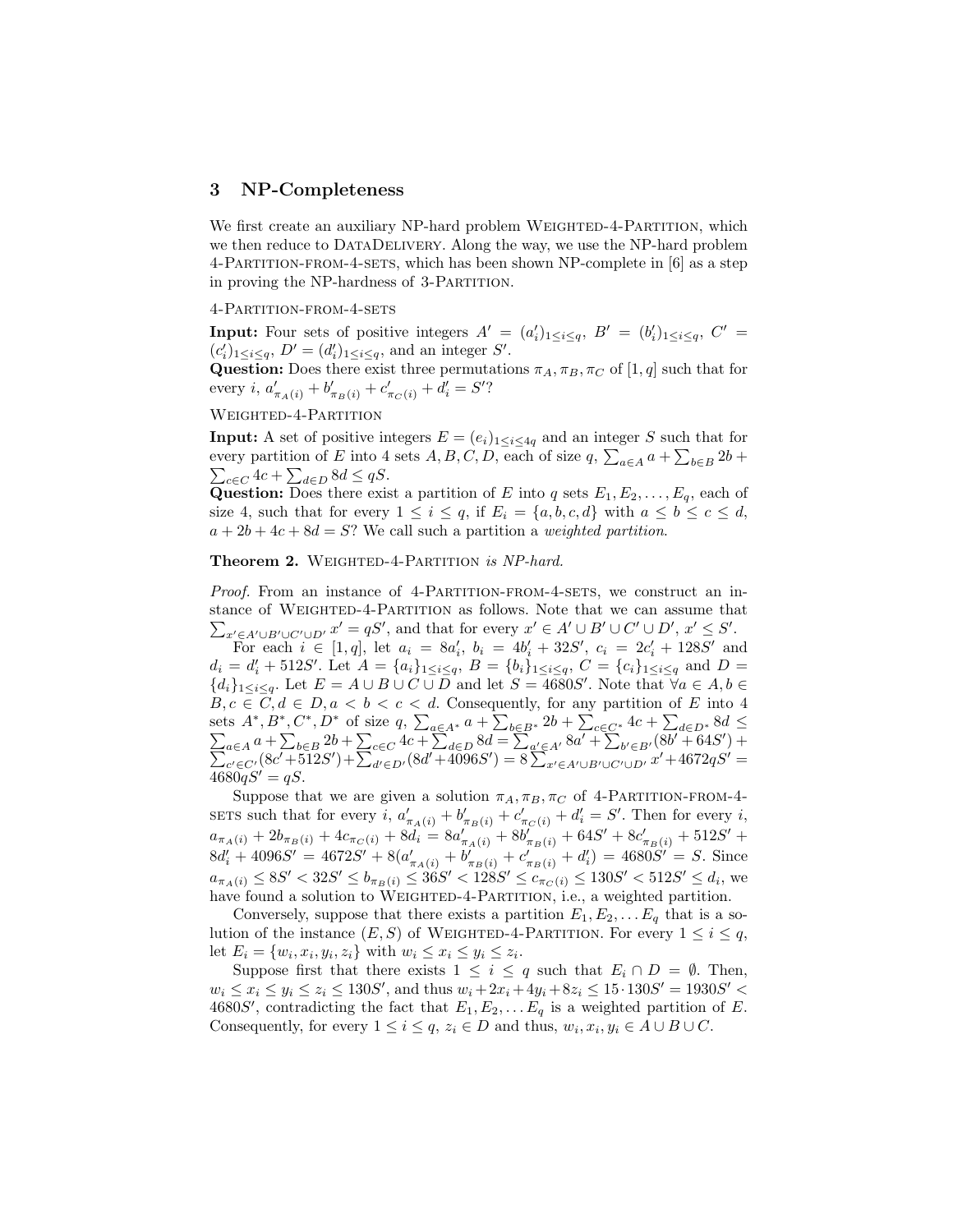## 3 NP-Completeness

We first create an auxiliary NP-hard problem Weighted-4-Partition, which we then reduce to DataDelivery. Along the way, we use the NP-hard problem 4-Partition-from-4-sets, which has been shown NP-complete in [6] as a step in proving the NP-hardness of 3-Partition.

4-Partition-from-4-sets

**Input:** Four sets of positive integers $A' = (a'_i)_{1 \le i \le q}$, $B' = (b'_i)_{1 \le i \le q}$, $C' = (c'_i)_{1 \le i \le q}$, $D' = (d'_i)_{1 \le i \le q}$, and an integer $S'$.
**Question:** Does there exist three permutations $\pi_A, \pi_B, \pi_C$ of $[1, q]$ such that for every $i$, $a'_{\pi_A(i)} + b'_{\pi_B(i)} + c'_{\pi_C(i)} + d'_i = S'$?

Weighted-4-Partition

**Input:** A set of positive integers $E = (e_i)_{1 \le i \le 4q}$ and an integer $S$ such that for every partition of $E$ into 4 sets $A, B, C, D$, each of size $q$, $\sum_{a \in A} a + \sum_{b \in B} 2b + \sum_{c \in C} 4c + \sum_{d \in D} 8d \le qS$.
**Question:** Does there exist a partition of $E$ into $q$ sets $E_1, E_2, \dots, E_q$, each of size 4, such that for every $1 \le i \le q$, if $E_i = \{a, b, c, d\}$ with $a \le b \le c \le d$, $a + 2b + 4c + 8d = S$? We call such a partition a *weighted partition*.

**Theorem 2.** Weighted-4-Partition *is NP-hard.*

*Proof.* From an instance of 4-Partition-from-4-sets, we construct an instance of Weighted-4-Partition as follows. Note that we can assume that $\sum_{x' \in A' \cup B' \cup C' \cup D'} x' = qS'$, and that for every $x' \in A' \cup B' \cup C' \cup D'$, $x' \le S'$.

For each $i \in [1, q]$, let $a_i = 8a'_i$, $b_i = 4b'_i + 32S'$, $c_i = 2c'_i + 128S'$ and $d_i = d'_i + 512S'$. Let $A = \{a_i\}_{1 \le i \le q}$, $B = \{b_i\}_{1 \le i \le q}$, $C = \{c_i\}_{1 \le i \le q}$ and $D = \{d_i\}_{1 \le i \le q}$. Let $E = A \cup B \cup C \cup D$ and let $S = 4680S'$. Note that $\forall a \in A, b \in B, c \in C, d \in D, a < b < c < d$. Consequently, for any partition of $E$ into 4 sets $A^*, B^*, C^*, D^*$ of size $q$, $\sum_{a \in A^*} a + \sum_{b \in B^*} 2b + \sum_{c \in C^*} 4c + \sum_{d \in D^*} 8d \le \sum_{a \in A} a + \sum_{b \in B} 2b + \sum_{c \in C} 4c + \sum_{d \in D} 8d = \sum_{a' \in A'} 8a' + \sum_{b' \in B'} (8b' + 64S') + \sum_{c' \in C'} (8c' + 512S') + \sum_{d' \in D'} (8d' + 4096S') = 8 \sum_{x' \in A' \cup B' \cup C' \cup D'} x' + 4672qS' = 4680qS' = qS$.

Suppose that we are given a solution $\pi_A, \pi_B, \pi_C$ of 4-Partition-from-4-sets such that for every $i$, $a'_{\pi_A(i)} + b'_{\pi_B(i)} + c'_{\pi_C(i)} + d'_i = S'$. Then for every $i$, $a_{\pi_A(i)} + 2b_{\pi_B(i)} + 4c_{\pi_C(i)} + 8d_i = 8a'_{\pi_A(i)} + 8b'_{\pi_B(i)} + 64S' + 8c'_{\pi_B(i)} + 512S' + 8d'_i + 4096S' = 4672S' + 8(a'_{\pi_A(i)} + b'_{\pi_B(i)} + c'_{\pi_B(i)} + d'_i) = 4680S' = S$. Since $a_{\pi_A(i)} \le 8S' < 32S' \le b_{\pi_B(i)} \le 36S' < 128S' \le c_{\pi_C(i)} \le 130S' < 512S' \le d_i$, we have found a solution to Weighted-4-Partition, i.e., a weighted partition.

Conversely, suppose that there exists a partition $E_1, E_2, \dots E_q$ that is a solution of the instance $(E, S)$ of Weighted-4-Partition. For every $1 \le i \le q$, let $E_i = \{w_i, x_i, y_i, z_i\}$ with $w_i \le x_i \le y_i \le z_i$.

Suppose first that there exists $1 \le i \le q$ such that $E_i \cap D = \emptyset$. Then, $w_i \le x_i \le y_i \le z_i \le 130S'$, and thus $w_i + 2x_i + 4y_i + 8z_i \le 15 \cdot 130S' = 1930S' < 4680S'$, contradicting the fact that $E_1, E_2, \dots E_q$ is a weighted partition of $E$. Consequently, for every $1 \le i \le q$, $z_i \in D$ and thus, $w_i, x_i, y_i \in A \cup B \cup C$.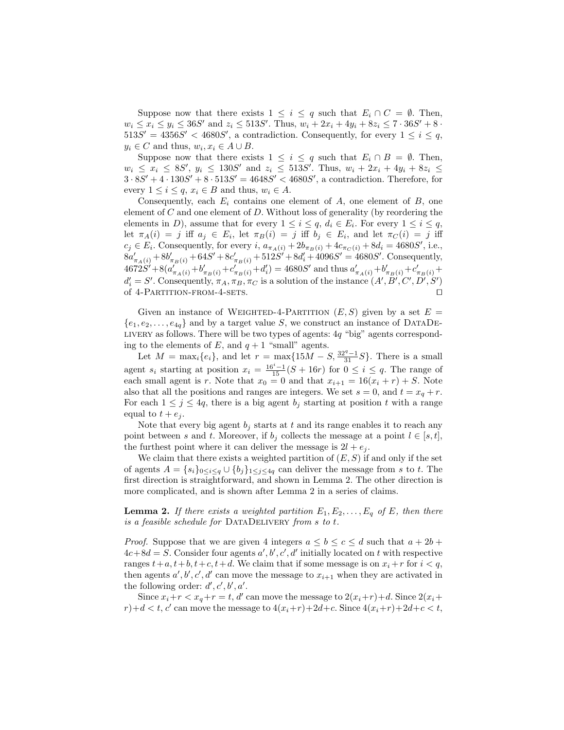Suppose now that there exists $1 \leq i \leq q$ such that $E_i \cap C = \emptyset$. Then, $w_i \leq x_i \leq y_i \leq 36S'$ and $z_i \leq 513S'$. Thus, $w_i + 2x_i + 4y_i + 8z_i \leq 7 \cdot 36S' + 8 \cdot 513S' = 4356S' < 4680S'$, a contradiction. Consequently, for every $1 \leq i \leq q$, $y_i \in C$ and thus, $w_i, x_i \in A \cup B$.

Suppose now that there exists $1 \leq i \leq q$ such that $E_i \cap B = \emptyset$. Then, $w_i \leq x_i \leq 8S'$, $y_i \leq 130S'$ and $z_i \leq 513S'$. Thus, $w_i + 2x_i + 4y_i + 8z_i \leq 3 \cdot 8S' + 4 \cdot 130S' + 8 \cdot 513S' = 4648S' < 4680S'$, a contradiction. Therefore, for every $1 \leq i \leq q$, $x_i \in B$ and thus, $w_i \in A$.

Consequently, each $E_i$ contains one element of $A$, one element of $B$, one element of $C$ and one element of $D$. Without loss of generality (by reordering the elements in $D$), assume that for every $1 \leq i \leq q$, $d_i \in E_i$. For every $1 \leq i \leq q$, let $\pi_A(i) = j$ iff $a_j \in E_i$, let $\pi_B(i) = j$ iff $b_j \in E_i$, and let $\pi_C(i) = j$ iff $c_j \in E_i$. Consequently, for every $i$, $a_{\pi_A(i)} + 2b_{\pi_B(i)} + 4c_{\pi_C(i)} + 8d_i = 4680S'$, i.e., $8a'_{\pi_A(i)} + 8b'_{\pi_B(i)} + 64S' + 8c'_{\pi_B(i)} + 512S' + 8d'_i + 4096S' = 4680S'$. Consequently, $4672S' + 8(a'_{\pi_A(i)} + b'_{\pi_B(i)} + c'_{\pi_B(i)} + d'_i) = 4680S'$ and thus $a'_{\pi_A(i)} + b'_{\pi_B(i)} + c'_{\pi_B(i)} + d'_i = S'$. Consequently, $\pi_A, \pi_B, \pi_C$ is a solution of the instance $(A', B', C', D', S')$ of 4-Partition-from-4-sets. $\square$

Given an instance of Weighted-4-Partition $(E, S)$ given by a set $E = \{e_1, e_2, \ldots, e_{4q}\}$ and by a target value $S$, we construct an instance of DataDelivery as follows. There will be two types of agents: $4q$ "big" agents corresponding to the elements of $E$, and $q+1$ "small" agents.

Let $M = \max_i\{e_i\}$, and let $r = \max\{15M - S, \frac{32^q - 1}{31}S\}$. There is a small agent $s_i$ starting at position $x_i = \frac{16^i - 1}{15}(S + 16r)$ for $0 \leq i \leq q$. The range of each small agent is $r$. Note that $x_0 = 0$ and that $x_{i+1} = 16(x_i + r) + S$. Note also that all the positions and ranges are integers. We set $s = 0$, and $t = x_q + r$. For each $1 \leq j \leq 4q$, there is a big agent $b_j$ starting at position $t$ with a range equal to $t + e_j$.

Note that every big agent $b_j$ starts at $t$ and its range enables it to reach any point between $s$ and $t$. Moreover, if $b_j$ collects the message at a point $l \in [s, t]$, the furthest point where it can deliver the message is $2l + e_j$.

We claim that there exists a weighted partition of $(E, S)$ if and only if the set of agents $A = \{s_i\}_{0 \leq i \leq q} \cup \{b_j\}_{1 \leq j \leq 4q}$ can deliver the message from $s$ to $t$. The first direction is straightforward, and shown in Lemma 2. The other direction is more complicated, and is shown after Lemma 2 in a series of claims.

**Lemma 2.** *If there exists a weighted partition $E_1, E_2, \ldots, E_q$ of $E$, then there is a feasible schedule for* DataDelivery *from $s$ to $t$.*

*Proof.* Suppose that we are given 4 integers $a \leq b \leq c \leq d$ such that $a + 2b + 4c + 8d = S$. Consider four agents $a', b', c', d'$ initially located on $t$ with respective ranges $t+a, t+b, t+c, t+d$. We claim that if some message is on $x_i + r$ for $i < q$, then agents $a', b', c', d'$ can move the message to $x_{i+1}$ when they are activated in the following order: $d', c', b', a'$.

Since $x_i + r < x_q + r = t$, $d'$ can move the message to $2(x_i + r) + d$. Since $2(x_i + r) + d < t$, $c'$ can move the message to $4(x_i + r) + 2d + c$. Since $4(x_i + r) + 2d + c < t$,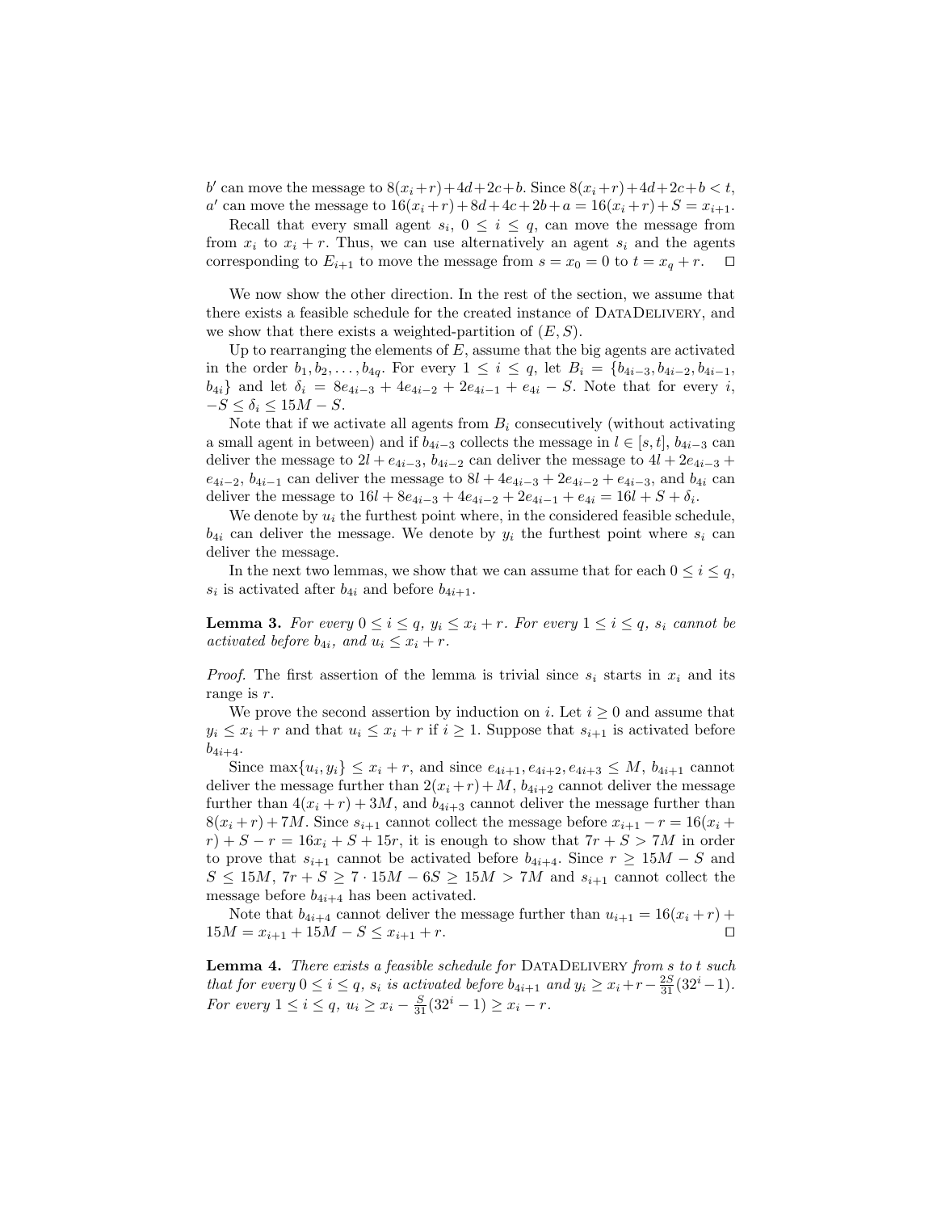$b'$ can move the message to $8(x_i+r)+4d+2c+b$. Since $8(x_i+r)+4d+2c+b < t$, $a'$ can move the message to $16(x_i+r)+8d+4c+2b+a = 16(x_i+r)+S = x_{i+1}$.

Recall that every small agent $s_i$, $0 \leq i \leq q$, can move the message from from $x_i$ to $x_i + r$. Thus, we can use alternatively an agent $s_i$ and the agents corresponding to $E_{i+1}$ to move the message from $s = x_0 = 0$ to $t = x_q + r$. ◻

We now show the other direction. In the rest of the section, we assume that there exists a feasible schedule for the created instance of DataDelivery, and we show that there exists a weighted-partition of $(E, S)$.

Up to rearranging the elements of $E$, assume that the big agents are activated in the order $b_1, b_2, \ldots, b_{4q}$. For every $1 \leq i \leq q$, let $B_i = \{b_{4i-3}, b_{4i-2}, b_{4i-1}, b_{4i}\}$ and let $\delta_i = 8e_{4i-3} + 4e_{4i-2} + 2e_{4i-1} + e_{4i} - S$. Note that for every $i$, $-S \leq \delta_i \leq 15M - S$.

Note that if we activate all agents from $B_i$ consecutively (without activating a small agent in between) and if $b_{4i-3}$ collects the message in $l \in [s, t]$, $b_{4i-3}$ can deliver the message to $2l + e_{4i-3}$, $b_{4i-2}$ can deliver the message to $4l + 2e_{4i-3} + e_{4i-2}$, $b_{4i-1}$ can deliver the message to $8l + 4e_{4i-3} + 2e_{4i-2} + e_{4i-3}$, and $b_{4i}$ can deliver the message to $16l + 8e_{4i-3} + 4e_{4i-2} + 2e_{4i-1} + e_{4i} = 16l + S + \delta_i$.

We denote by $u_i$ the furthest point where, in the considered feasible schedule, $b_{4i}$ can deliver the message. We denote by $y_i$ the furthest point where $s_i$ can deliver the message.

In the next two lemmas, we show that we can assume that for each $0 \leq i \leq q$, $s_i$ is activated after $b_{4i}$ and before $b_{4i+1}$.

**Lemma 3.** *For every $0 \leq i \leq q$, $y_i \leq x_i + r$. For every $1 \leq i \leq q$, $s_i$ cannot be activated before $b_{4i}$, and $u_i \leq x_i + r$.*

*Proof.* The first assertion of the lemma is trivial since $s_i$ starts in $x_i$ and its range is $r$.

We prove the second assertion by induction on $i$. Let $i \geq 0$ and assume that $y_i \leq x_i + r$ and that $u_i \leq x_i + r$ if $i \geq 1$. Suppose that $s_{i+1}$ is activated before $b_{4i+4}$.

Since $\max\{u_i, y_i\} \leq x_i + r$, and since $e_{4i+1}, e_{4i+2}, e_{4i+3} \leq M$, $b_{4i+1}$ cannot deliver the message further than $2(x_i + r) + M$, $b_{4i+2}$ cannot deliver the message further than $4(x_i + r) + 3M$, and $b_{4i+3}$ cannot deliver the message further than $8(x_i + r) + 7M$. Since $s_{i+1}$ cannot collect the message before $x_{i+1} - r = 16(x_i + r) + S - r = 16x_i + S + 15r$, it is enough to show that $7r + S > 7M$ in order to prove that $s_{i+1}$ cannot be activated before $b_{4i+4}$. Since $r \geq 15M - S$ and $S \leq 15M$, $7r + S \geq 7 \cdot 15M - 6S \geq 15M > 7M$ and $s_{i+1}$ cannot collect the message before $b_{4i+4}$ has been activated.

Note that $b_{4i+4}$ cannot deliver the message further than $u_{i+1} = 16(x_i + r) + 15M = x_{i+1} + 15M - S \leq x_{i+1} + r$. ◻

**Lemma 4.** *There exists a feasible schedule for* DataDelivery *from $s$ to $t$ such that for every $0 \leq i \leq q$, $s_i$ is activated before $b_{4i+1}$ and $y_i \geq x_i + r - \frac{2S}{31}(32^i - 1)$. For every $1 \leq i \leq q$, $u_i \geq x_i - \frac{S}{31}(32^i - 1) \geq x_i - r$.*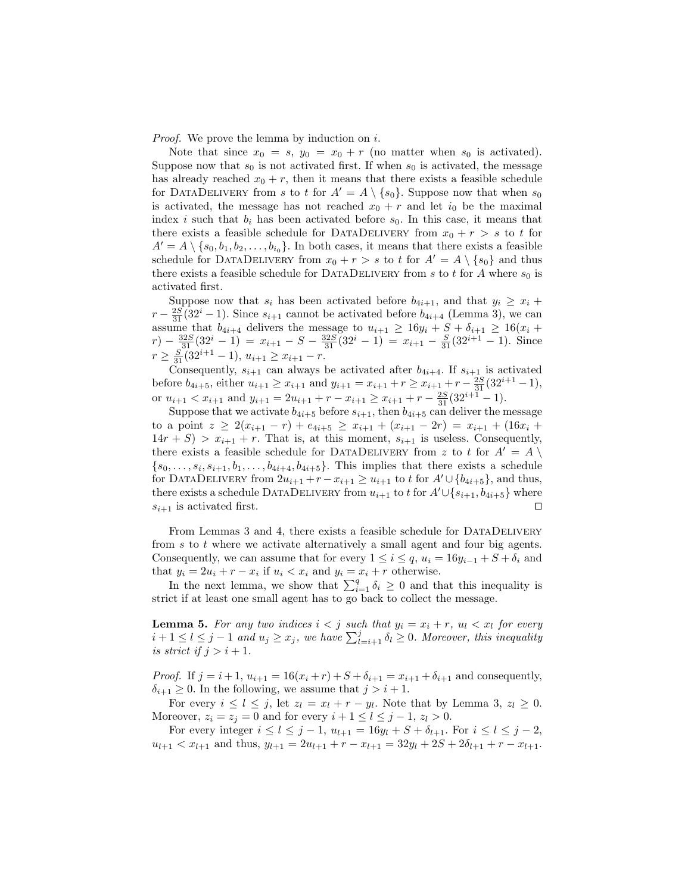*Proof.* We prove the lemma by induction on $i$.

Note that since $x_0 = s$, $y_0 = x_0 + r$ (no matter when $s_0$ is activated). Suppose now that $s_0$ is not activated first. If when $s_0$ is activated, the message has already reached $x_0 + r$, then it means that there exists a feasible schedule for DataDelivery from $s$ to $t$ for $A' = A \setminus \{s_0\}$. Suppose now that when $s_0$ is activated, the message has not reached $x_0 + r$ and let $i_0$ be the maximal index $i$ such that $b_i$ has been activated before $s_0$. In this case, it means that there exists a feasible schedule for DataDelivery from $x_0 + r > s$ to $t$ for $A' = A \setminus \{s_0, b_1, b_2, \ldots, b_{i_0}\}$. In both cases, it means that there exists a feasible schedule for DataDelivery from $x_0 + r > s$ to $t$ for $A' = A \setminus \{s_0\}$ and thus there exists a feasible schedule for DataDelivery from $s$ to $t$ for $A$ where $s_0$ is activated first.

Suppose now that $s_i$ has been activated before $b_{4i+1}$, and that $y_i \geq x_i + r - \frac{2S}{31}(32^i - 1)$. Since $s_{i+1}$ cannot be activated before $b_{4i+4}$ (Lemma 3), we can assume that $b_{4i+4}$ delivers the message to $u_{i+1} \geq 16y_i + S + \delta_{i+1} \geq 16(x_i + r) - \frac{32S}{31}(32^i - 1) = x_{i+1} - S - \frac{32S}{31}(32^i - 1) = x_{i+1} - \frac{S}{31}(32^{i+1} - 1)$. Since $r \geq \frac{S}{31}(32^{i+1} - 1)$, $u_{i+1} \geq x_{i+1} - r$.

Consequently, $s_{i+1}$ can always be activated after $b_{4i+4}$. If $s_{i+1}$ is activated before $b_{4i+5}$, either $u_{i+1} \geq x_{i+1}$ and $y_{i+1} = x_{i+1} + r \geq x_{i+1} + r - \frac{2S}{31}(32^{i+1} - 1)$, or $u_{i+1} < x_{i+1}$ and $y_{i+1} = 2u_{i+1} + r - x_{i+1} \geq x_{i+1} + r - \frac{2S}{31}(32^{i+1} - 1)$.

Suppose that we activate $b_{4i+5}$ before $s_{i+1}$, then $b_{4i+5}$ can deliver the message to a point $z \geq 2(x_{i+1} - r) + e_{4i+5} \geq x_{i+1} + (x_{i+1} - 2r) = x_{i+1} + (16x_i + 14r + S) > x_{i+1} + r$. That is, at this moment, $s_{i+1}$ is useless. Consequently, there exists a feasible schedule for DataDelivery from $z$ to $t$ for $A' = A \setminus \{s_0, \ldots, s_i, s_{i+1}, b_1, \ldots, b_{4i+4}, b_{4i+5}\}$. This implies that there exists a schedule for DataDelivery from $2u_{i+1} + r - x_{i+1} \geq u_{i+1}$ to $t$ for $A' \cup \{b_{4i+5}\}$, and thus, there exists a schedule DataDelivery from $u_{i+1}$ to $t$ for $A' \cup \{s_{i+1}, b_{4i+5}\}$ where $s_{i+1}$ is activated first. □

From Lemmas 3 and 4, there exists a feasible schedule for DataDelivery from $s$ to $t$ where we activate alternatively a small agent and four big agents. Consequently, we can assume that for every $1 \leq i \leq q$, $u_i = 16y_{i-1} + S + \delta_i$ and that $y_i = 2u_i + r - x_i$ if $u_i < x_i$ and $y_i = x_i + r$ otherwise.

In the next lemma, we show that $\sum_{i=1}^{q} \delta_i \geq 0$ and that this inequality is strict if at least one small agent has to go back to collect the message.

**Lemma 5.** *For any two indices $i < j$ such that $y_i = x_i + r$, $u_l < x_l$ for every $i + 1 \leq l \leq j - 1$ and $u_j \geq x_j$, we have $\sum_{l=i+1}^{j} \delta_l \geq 0$. Moreover, this inequality is strict if $j > i + 1$.*

*Proof.* If $j = i+1$, $u_{i+1} = 16(x_i + r) + S + \delta_{i+1} = x_{i+1} + \delta_{i+1}$ and consequently, $\delta_{i+1} \geq 0$. In the following, we assume that $j > i + 1$.

For every $i \leq l \leq j$, let $z_l = x_l + r - y_l$. Note that by Lemma 3, $z_l \geq 0$. Moreover, $z_i = z_j = 0$ and for every $i + 1 \leq l \leq j - 1$, $z_l > 0$.

For every integer $i \leq l \leq j - 1$, $u_{l+1} = 16y_l + S + \delta_{l+1}$. For $i \leq l \leq j - 2$, $u_{l+1} < x_{l+1}$ and thus, $y_{l+1} = 2u_{l+1} + r - x_{l+1} = 32y_l + 2S + 2\delta_{l+1} + r - x_{l+1}$.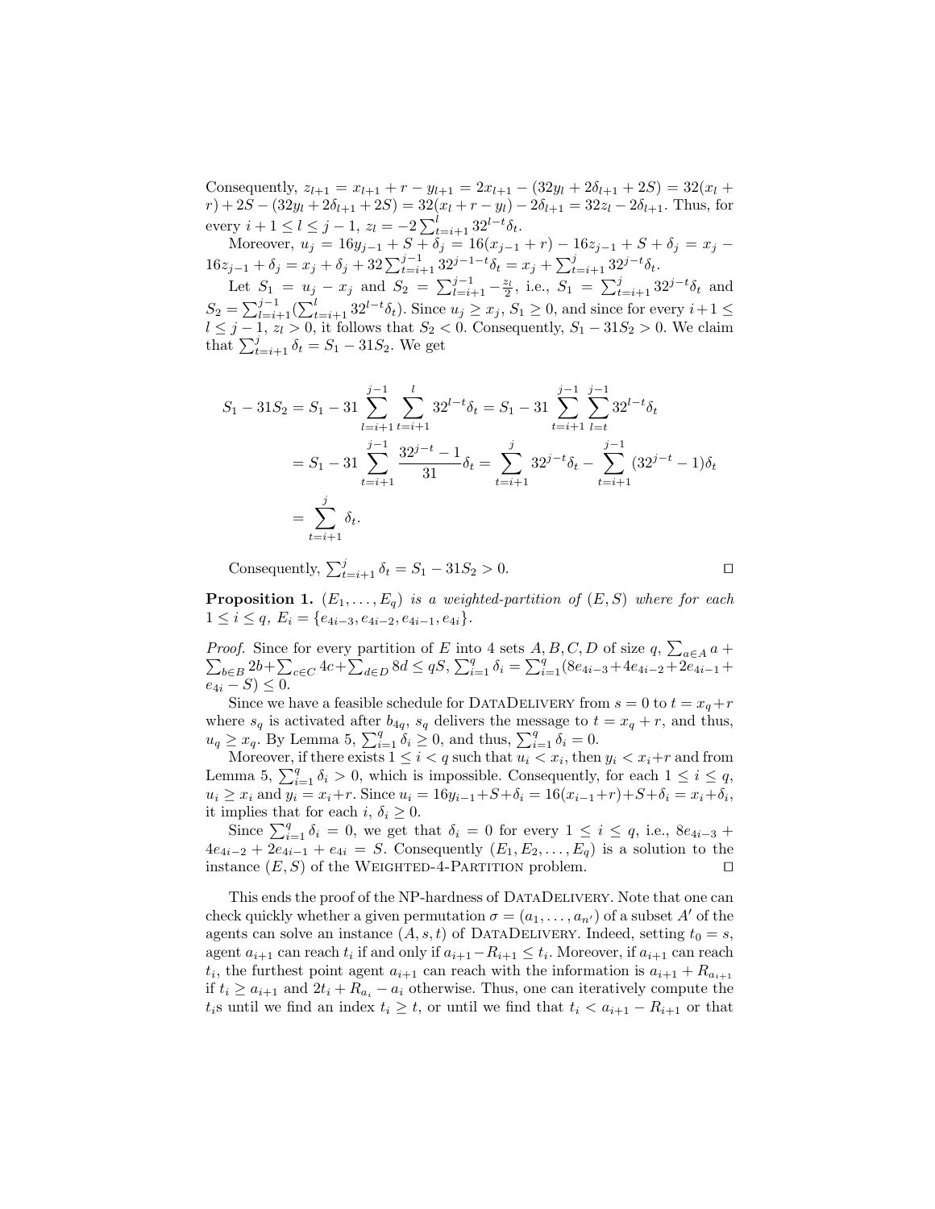Consequently, $z_{l+1} = x_{l+1} + r - y_{l+1} = 2x_{l+1} - (32y_l + 2\delta_{l+1} + 2S) = 32(x_l + r) + 2S - (32y_l + 2\delta_{l+1} + 2S) = 32(x_l + r - y_l) - 2\delta_{l+1} = 32z_l - 2\delta_{l+1}$. Thus, for every $i+1 \leq l \leq j-1$, $z_l = -2\sum_{t=i+1}^{l} 32^{l-t}\delta_t$.

Moreover, $u_j = 16y_{j-1} + S + \delta_j = 16(x_{j-1} + r) - 16z_{j-1} + S + \delta_j = x_j - 16z_{j-1} + \delta_j = x_j + \delta_j + 32\sum_{t=i+1}^{j-1} 32^{j-1-t}\delta_t = x_j + \sum_{t=i+1}^{j} 32^{j-t}\delta_t$.

Let $S_1 = u_j - x_j$ and $S_2 = \sum_{l=i+1}^{j-1} -\frac{z_l}{2}$, i.e., $S_1 = \sum_{t=i+1}^{j} 32^{j-t}\delta_t$ and $S_2 = \sum_{l=i+1}^{j-1}(\sum_{t=i+1}^{l} 32^{l-t}\delta_t)$. Since $u_j \geq x_j$, $S_1 \geq 0$, and since for every $i+1 \leq l \leq j-1$, $z_l > 0$, it follows that $S_2 < 0$. Consequently, $S_1 - 31S_2 > 0$. We claim that $\sum_{t=i+1}^{j} \delta_t = S_1 - 31S_2$. We get

$$
\begin{aligned}
S_1 - 31S_2 &= S_1 - 31\sum_{l=i+1}^{j-1}\sum_{t=i+1}^{l} 32^{l-t}\delta_t = S_1 - 31\sum_{t=i+1}^{j-1}\sum_{l=t}^{j-1} 32^{l-t}\delta_t \\
&= S_1 - 31\sum_{t=i+1}^{j-1}\frac{32^{j-t}-1}{31}\delta_t = \sum_{t=i+1}^{j} 32^{j-t}\delta_t - \sum_{t=i+1}^{j-1}(32^{j-t}-1)\delta_t \\
&= \sum_{t=i+1}^{j}\delta_t.
\end{aligned}
$$

Consequently, $\sum_{t=i+1}^{j} \delta_t = S_1 - 31S_2 > 0$. □

**Proposition 1.** *$(E_1, \ldots, E_q)$ is a weighted-partition of $(E, S)$ where for each $1 \leq i \leq q$, $E_i = \{e_{4i-3}, e_{4i-2}, e_{4i-1}, e_{4i}\}$.*

*Proof.* Since for every partition of $E$ into 4 sets $A, B, C, D$ of size $q$, $\sum_{a\in A} a + \sum_{b\in B} 2b + \sum_{c\in C} 4c + \sum_{d\in D} 8d \leq qS$, $\sum_{i=1}^{q}\delta_i = \sum_{i=1}^{q}(8e_{4i-3} + 4e_{4i-2} + 2e_{4i-1} + e_{4i} - S) \leq 0$.

Since we have a feasible schedule for DataDelivery from $s = 0$ to $t = x_q + r$ where $s_q$ is activated after $b_{4q}$, $s_q$ delivers the message to $t = x_q + r$, and thus, $u_q \geq x_q$. By Lemma 5, $\sum_{i=1}^{q}\delta_i \geq 0$, and thus, $\sum_{i=1}^{q}\delta_i = 0$.

Moreover, if there exists $1 \leq i < q$ such that $u_i < x_i$, then $y_i < x_i + r$ and from Lemma 5, $\sum_{i=1}^{q}\delta_i > 0$, which is impossible. Consequently, for each $1 \leq i \leq q$, $u_i \geq x_i$ and $y_i = x_i + r$. Since $u_i = 16y_{i-1} + S + \delta_i = 16(x_{i-1} + r) + S + \delta_i = x_i + \delta_i$, it implies that for each $i$, $\delta_i \geq 0$.

Since $\sum_{i=1}^{q}\delta_i = 0$, we get that $\delta_i = 0$ for every $1 \leq i \leq q$, i.e., $8e_{4i-3} + 4e_{4i-2} + 2e_{4i-1} + e_{4i} = S$. Consequently $(E_1, E_2, \ldots, E_q)$ is a solution to the instance $(E, S)$ of the Weighted-4-Partition problem. □

This ends the proof of the NP-hardness of DataDelivery. Note that one can check quickly whether a given permutation $\sigma = (a_1, \ldots, a_{n'})$ of a subset $A'$ of the agents can solve an instance $(A, s, t)$ of DataDelivery. Indeed, setting $t_0 = s$, agent $a_{i+1}$ can reach $t_i$ if and only if $a_{i+1} - R_{i+1} \leq t_i$. Moreover, if $a_{i+1}$ can reach $t_i$, the furthest point agent $a_{i+1}$ can reach with the information is $a_{i+1} + R_{a_{i+1}}$ if $t_i \geq a_{i+1}$ and $2t_i + R_{a_i} - a_i$ otherwise. Thus, one can iteratively compute the $t_i$s until we find an index $t_i \geq t$, or until we find that $t_i < a_{i+1} - R_{i+1}$ or that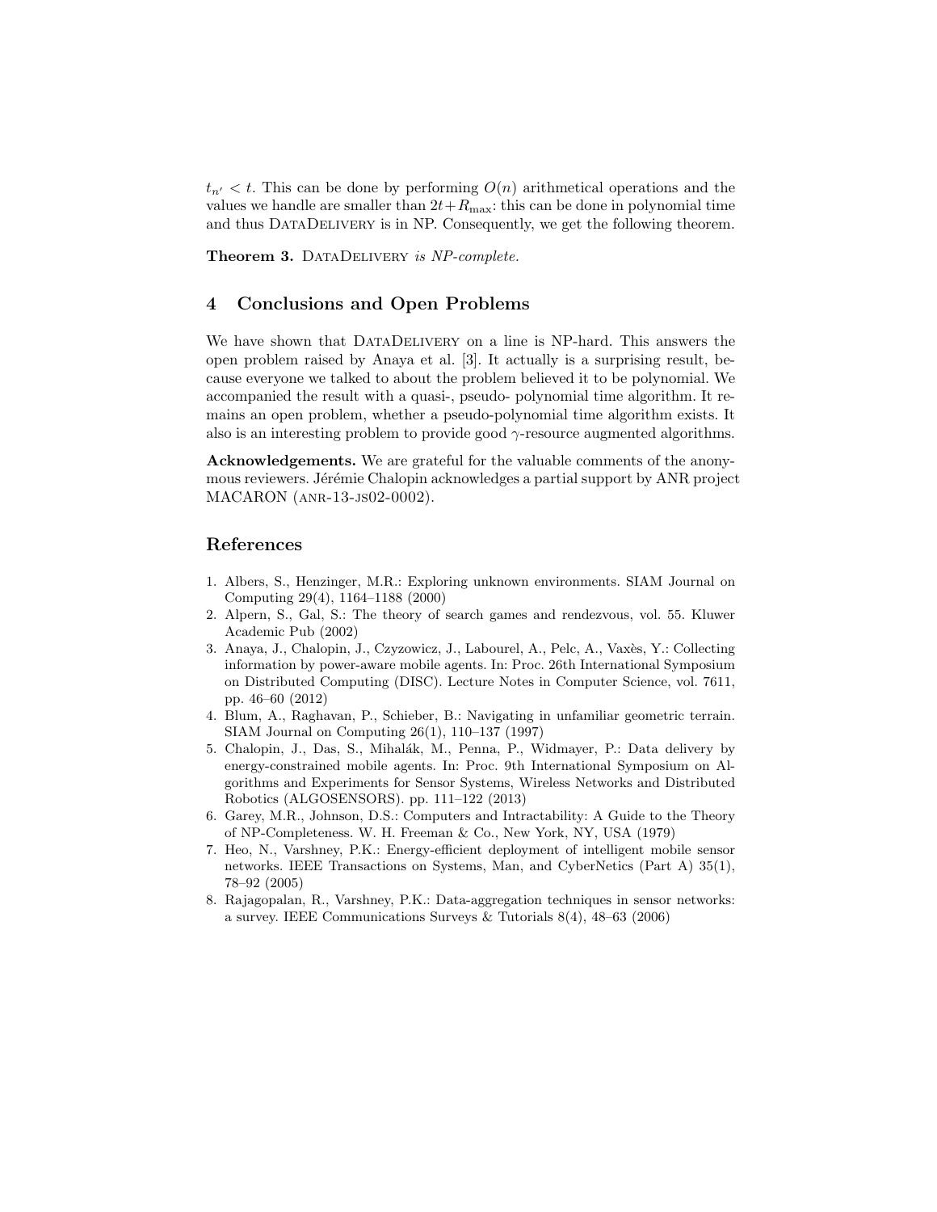$t_{n'} < t$. This can be done by performing $O(n)$ arithmetical operations and the values we handle are smaller than $2t + R_{\max}$: this can be done in polynomial time and thus DataDelivery is in NP. Consequently, we get the following theorem.

**Theorem 3.** DataDelivery *is NP-complete.*

## 4 Conclusions and Open Problems

We have shown that DataDelivery on a line is NP-hard. This answers the open problem raised by Anaya et al. [3]. It actually is a surprising result, because everyone we talked to about the problem believed it to be polynomial. We accompanied the result with a quasi-, pseudo- polynomial time algorithm. It remains an open problem, whether a pseudo-polynomial time algorithm exists. It also is an interesting problem to provide good $\gamma$-resource augmented algorithms.

**Acknowledgements.** We are grateful for the valuable comments of the anonymous reviewers. Jérémie Chalopin acknowledges a partial support by ANR project MACARON (anr-13-js02-0002).

## References

1. Albers, S., Henzinger, M.R.: Exploring unknown environments. SIAM Journal on Computing 29(4), 1164–1188 (2000)
2. Alpern, S., Gal, S.: The theory of search games and rendezvous, vol. 55. Kluwer Academic Pub (2002)
3. Anaya, J., Chalopin, J., Czyzowicz, J., Labourel, A., Pelc, A., Vaxès, Y.: Collecting information by power-aware mobile agents. In: Proc. 26th International Symposium on Distributed Computing (DISC). Lecture Notes in Computer Science, vol. 7611, pp. 46–60 (2012)
4. Blum, A., Raghavan, P., Schieber, B.: Navigating in unfamiliar geometric terrain. SIAM Journal on Computing 26(1), 110–137 (1997)
5. Chalopin, J., Das, S., Mihalák, M., Penna, P., Widmayer, P.: Data delivery by energy-constrained mobile agents. In: Proc. 9th International Symposium on Algorithms and Experiments for Sensor Systems, Wireless Networks and Distributed Robotics (ALGOSENSORS). pp. 111–122 (2013)
6. Garey, M.R., Johnson, D.S.: Computers and Intractability: A Guide to the Theory of NP-Completeness. W. H. Freeman & Co., New York, NY, USA (1979)
7. Heo, N., Varshney, P.K.: Energy-efficient deployment of intelligent mobile sensor networks. IEEE Transactions on Systems, Man, and CyberNetics (Part A) 35(1), 78–92 (2005)
8. Rajagopalan, R., Varshney, P.K.: Data-aggregation techniques in sensor networks: a survey. IEEE Communications Surveys & Tutorials 8(4), 48–63 (2006)